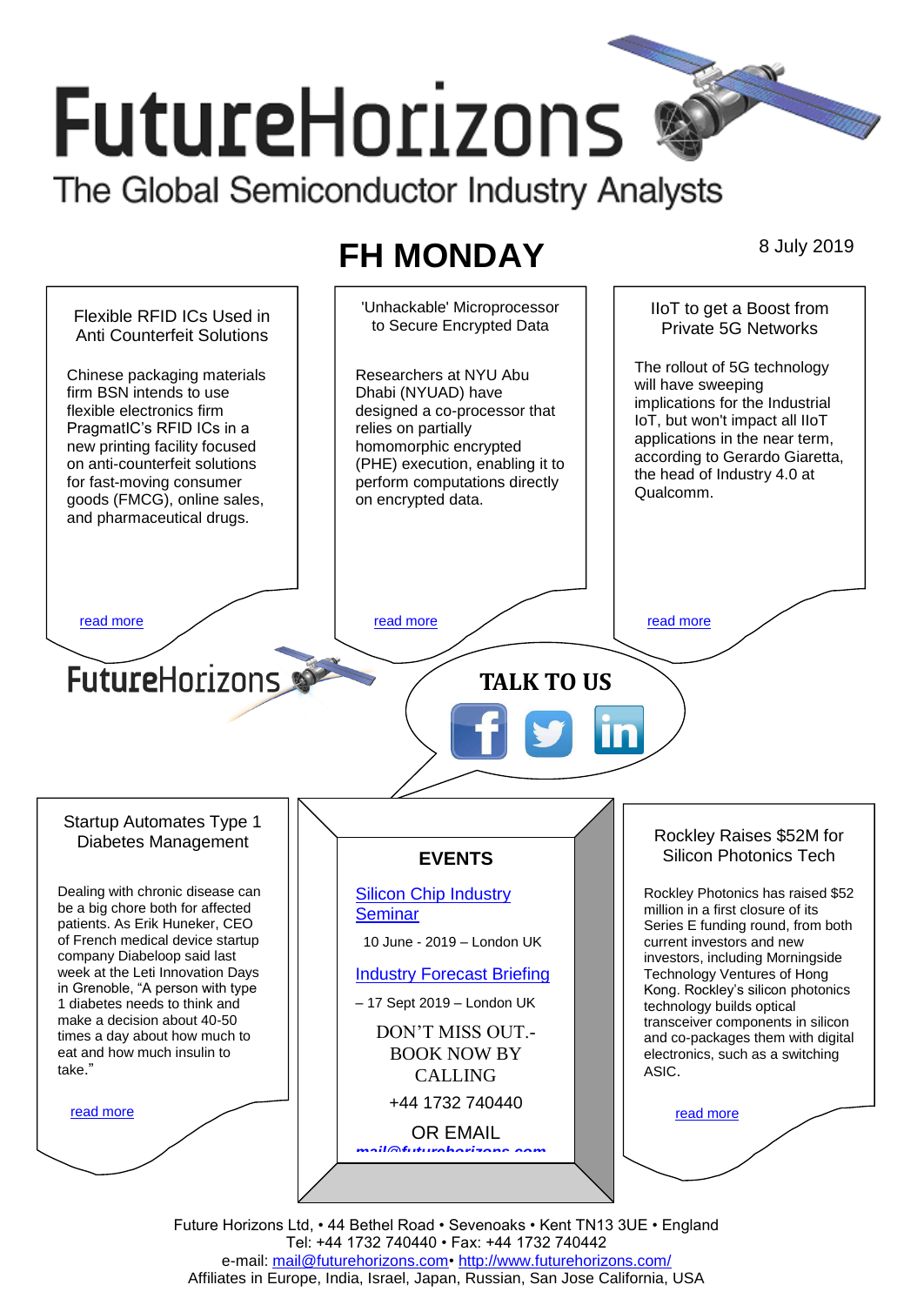# FutureHorizons

The Global Semiconductor Industry Analysts

## FH MONDAY

8 July 2019

### Flexible RFID ICs Used in Anti Counterfeit Solutions

Chinese packaging materials firm BSN intends to use flexible electronics firm PragmatIC's RFID ICs in a new printing facility focused on anti-counterfeit solutions for fast-moving consumer goods (FMCG), online sales, and pharmaceutical drugs.

read more

### 'Unhackable' Microprocessor to Secure Encrypted Data

Researchers at NYU Abu Dhabi (NYUAD) have designed a co-processor that relies on partially homomorphic encrypted (PHE) execution, enabling it to perform computations directly on encrypted data.

read more

### IIoT to get a Boost from Private 5G Networks

The rollout of 5G technology will have sweeping implications for the Industrial IoT, but won't impact all IIoT applications in the near term, according to Gerardo Giaretta, the head of Industry 4.0 at Qualcomm.

read more

FutureHorizons

**TALK TO US**

### Startup Automates Type 1 Diabetes Management

Dealing with chronic disease can be a big chore both for affected patients. As Erik Huneker, CEO of French medical device startup company Diabeloop said last week at the Leti Innovation Days in Grenoble, "A person with type 1 diabetes needs to think and make a decision about 40-50 times a day about how much to eat and how much insulin to take."

read more

### EVENTS

Silicon Chip Industry Seminar

10 June - 2019 – London UK

Industry Forecast Briefing

– 17 Sept 2019 – London UK

DON'T MISS OUT.- BOOK NOW BY CALLING

+44 1732 740440

OR EMAIL

mail@futurehorizons.com

### Rockley Raises $52M for Silicon Photonics Tech

Rockley Photonics has raised $52 million in a first closure of its Series E funding round, from both current investors and new investors, including Morningside Technology Ventures of Hong Kong. Rockley's silicon photonics technology builds optical transceiver components in silicon and co-packages them with digital electronics, such as a switching ASIC.

read more

Future Horizons Ltd, • 44 Bethel Road • Sevenoaks • Kent TN13 3UE • England
Tel: +44 1732 740440 • Fax: +44 1732 740442
e-mail: mail@futurehorizons.com• http://www.futurehorizons.com/
Affiliates in Europe, India, Israel, Japan, Russian, San Jose California, USA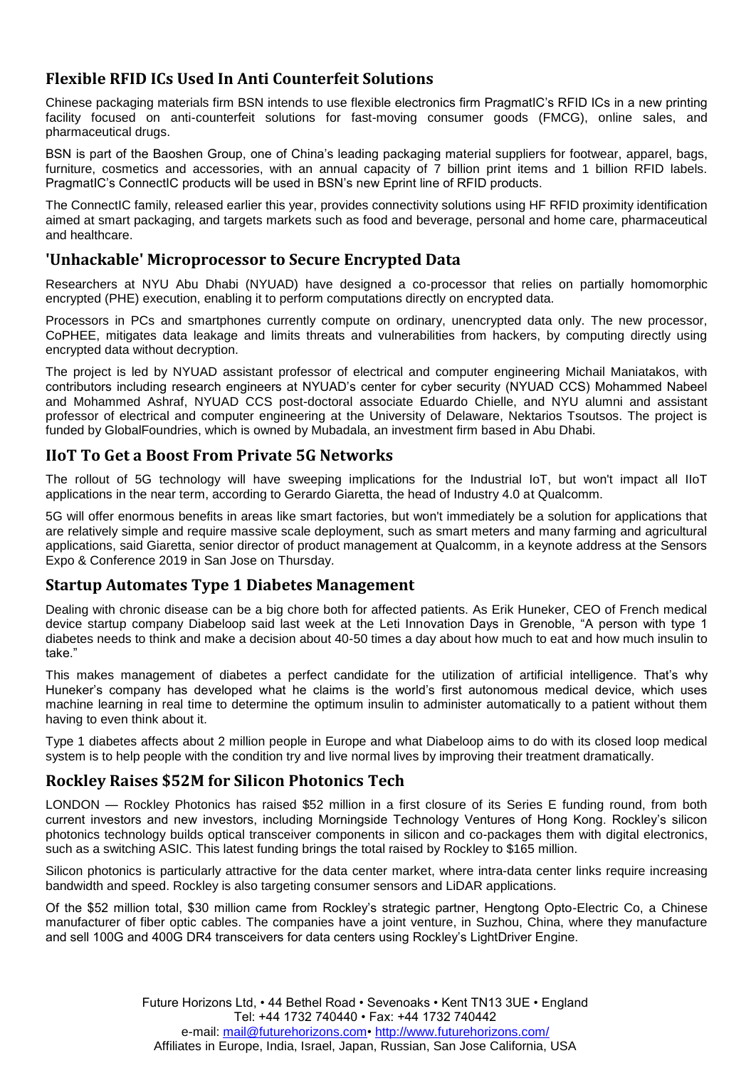## Flexible RFID ICs Used In Anti Counterfeit Solutions

Chinese packaging materials firm BSN intends to use flexible electronics firm PragmatIC's RFID ICs in a new printing facility focused on anti-counterfeit solutions for fast-moving consumer goods (FMCG), online sales, and pharmaceutical drugs.

BSN is part of the Baoshen Group, one of China's leading packaging material suppliers for footwear, apparel, bags, furniture, cosmetics and accessories, with an annual capacity of 7 billion print items and 1 billion RFID labels. PragmatIC's ConnectIC products will be used in BSN's new Eprint line of RFID products.

The ConnectIC family, released earlier this year, provides connectivity solutions using HF RFID proximity identification aimed at smart packaging, and targets markets such as food and beverage, personal and home care, pharmaceutical and healthcare.

## 'Unhackable' Microprocessor to Secure Encrypted Data

Researchers at NYU Abu Dhabi (NYUAD) have designed a co-processor that relies on partially homomorphic encrypted (PHE) execution, enabling it to perform computations directly on encrypted data.

Processors in PCs and smartphones currently compute on ordinary, unencrypted data only. The new processor, CoPHEE, mitigates data leakage and limits threats and vulnerabilities from hackers, by computing directly using encrypted data without decryption.

The project is led by NYUAD assistant professor of electrical and computer engineering Michail Maniatakos, with contributors including research engineers at NYUAD's center for cyber security (NYUAD CCS) Mohammed Nabeel and Mohammed Ashraf, NYUAD CCS post-doctoral associate Eduardo Chielle, and NYU alumni and assistant professor of electrical and computer engineering at the University of Delaware, Nektarios Tsoutsos. The project is funded by GlobalFoundries, which is owned by Mubadala, an investment firm based in Abu Dhabi.

## IIoT To Get a Boost From Private 5G Networks

The rollout of 5G technology will have sweeping implications for the Industrial IoT, but won't impact all IIoT applications in the near term, according to Gerardo Giaretta, the head of Industry 4.0 at Qualcomm.

5G will offer enormous benefits in areas like smart factories, but won't immediately be a solution for applications that are relatively simple and require massive scale deployment, such as smart meters and many farming and agricultural applications, said Giaretta, senior director of product management at Qualcomm, in a keynote address at the Sensors Expo & Conference 2019 in San Jose on Thursday.

## Startup Automates Type 1 Diabetes Management

Dealing with chronic disease can be a big chore both for affected patients. As Erik Huneker, CEO of French medical device startup company Diabeloop said last week at the Leti Innovation Days in Grenoble, "A person with type 1 diabetes needs to think and make a decision about 40-50 times a day about how much to eat and how much insulin to take."

This makes management of diabetes a perfect candidate for the utilization of artificial intelligence. That's why Huneker's company has developed what he claims is the world's first autonomous medical device, which uses machine learning in real time to determine the optimum insulin to administer automatically to a patient without them having to even think about it.

Type 1 diabetes affects about 2 million people in Europe and what Diabeloop aims to do with its closed loop medical system is to help people with the condition try and live normal lives by improving their treatment dramatically.

## Rockley Raises $52M for Silicon Photonics Tech

LONDON — Rockley Photonics has raised $52 million in a first closure of its Series E funding round, from both current investors and new investors, including Morningside Technology Ventures of Hong Kong. Rockley's silicon photonics technology builds optical transceiver components in silicon and co-packages them with digital electronics, such as a switching ASIC. This latest funding brings the total raised by Rockley to $165 million.

Silicon photonics is particularly attractive for the data center market, where intra-data center links require increasing bandwidth and speed. Rockley is also targeting consumer sensors and LiDAR applications.

Of the $52 million total, $30 million came from Rockley's strategic partner, Hengtong Opto-Electric Co, a Chinese manufacturer of fiber optic cables. The companies have a joint venture, in Suzhou, China, where they manufacture and sell 100G and 400G DR4 transceivers for data centers using Rockley's LightDriver Engine.

Future Horizons Ltd, • 44 Bethel Road • Sevenoaks • Kent TN13 3UE • England
Tel: +44 1732 740440 • Fax: +44 1732 740442
e-mail: mail@futurehorizons.com• http://www.futurehorizons.com/
Affiliates in Europe, India, Israel, Japan, Russian, San Jose California, USA